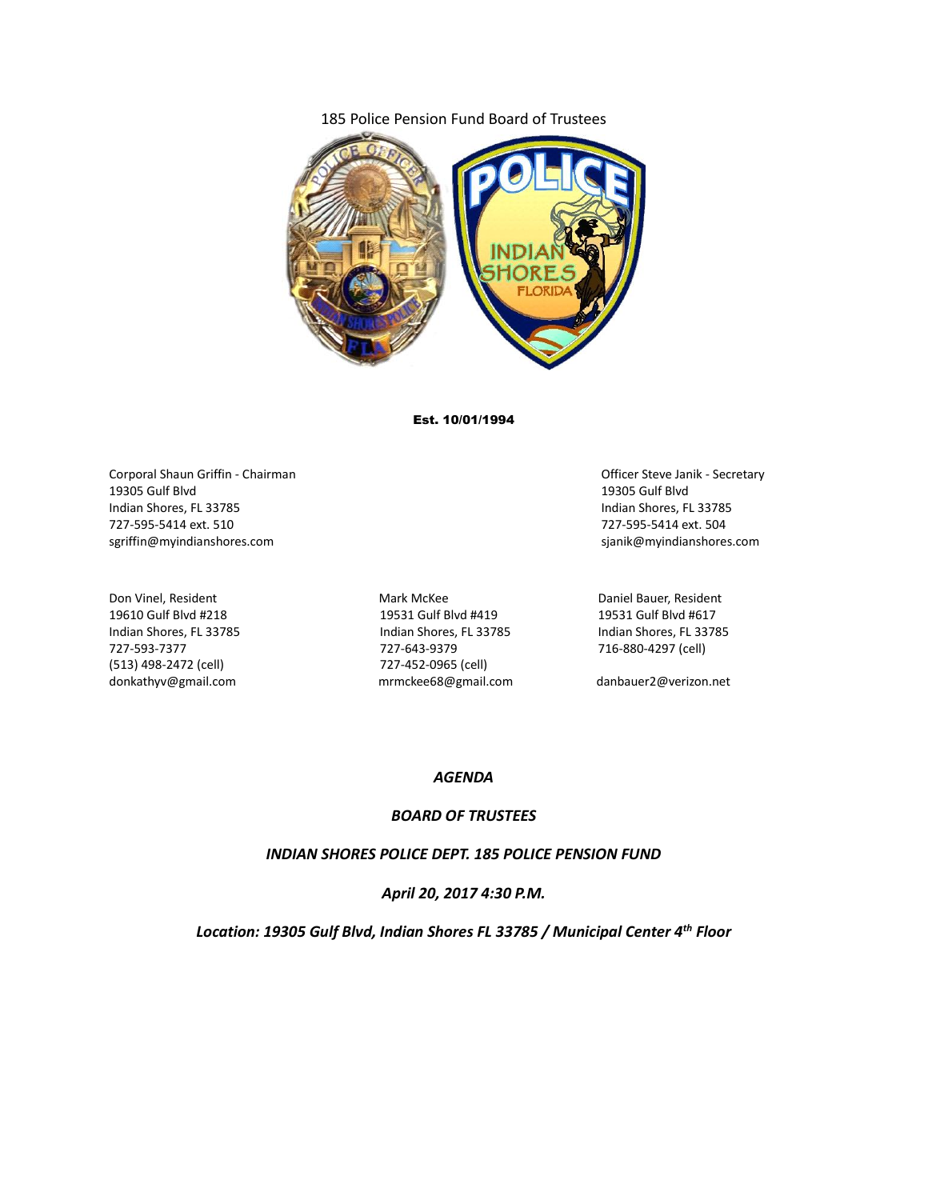185 Police Pension Fund Board of Trustees

**Est. 10/01/1994**

Corporal Shaun Griffin - Chairman
19305 Gulf Blvd
Indian Shores, FL 33785
727-595-5414 ext. 510
sgriffin@myindianshores.com

Officer Steve Janik - Secretary
19305 Gulf Blvd
Indian Shores, FL 33785
727-595-5414 ext. 504
sjanik@myindianshores.com

Don Vinel, Resident
19610 Gulf Blvd #218
Indian Shores, FL 33785
727-593-7377
(513) 498-2472 (cell)
donkathyv@gmail.com

Mark McKee
19531 Gulf Blvd #419
Indian Shores, FL 33785
727-643-9379
727-452-0965 (cell)
mrmckee68@gmail.com

Daniel Bauer, Resident
19531 Gulf Blvd #617
Indian Shores, FL 33785
716-880-4297 (cell)
danbauer2@verizon.net

***AGENDA***

***BOARD OF TRUSTEES***

***INDIAN SHORES POLICE DEPT. 185 POLICE PENSION FUND***

***April 20, 2017 4:30 P.M.***

***Location: 19305 Gulf Blvd, Indian Shores FL 33785 / Municipal Center 4th Floor***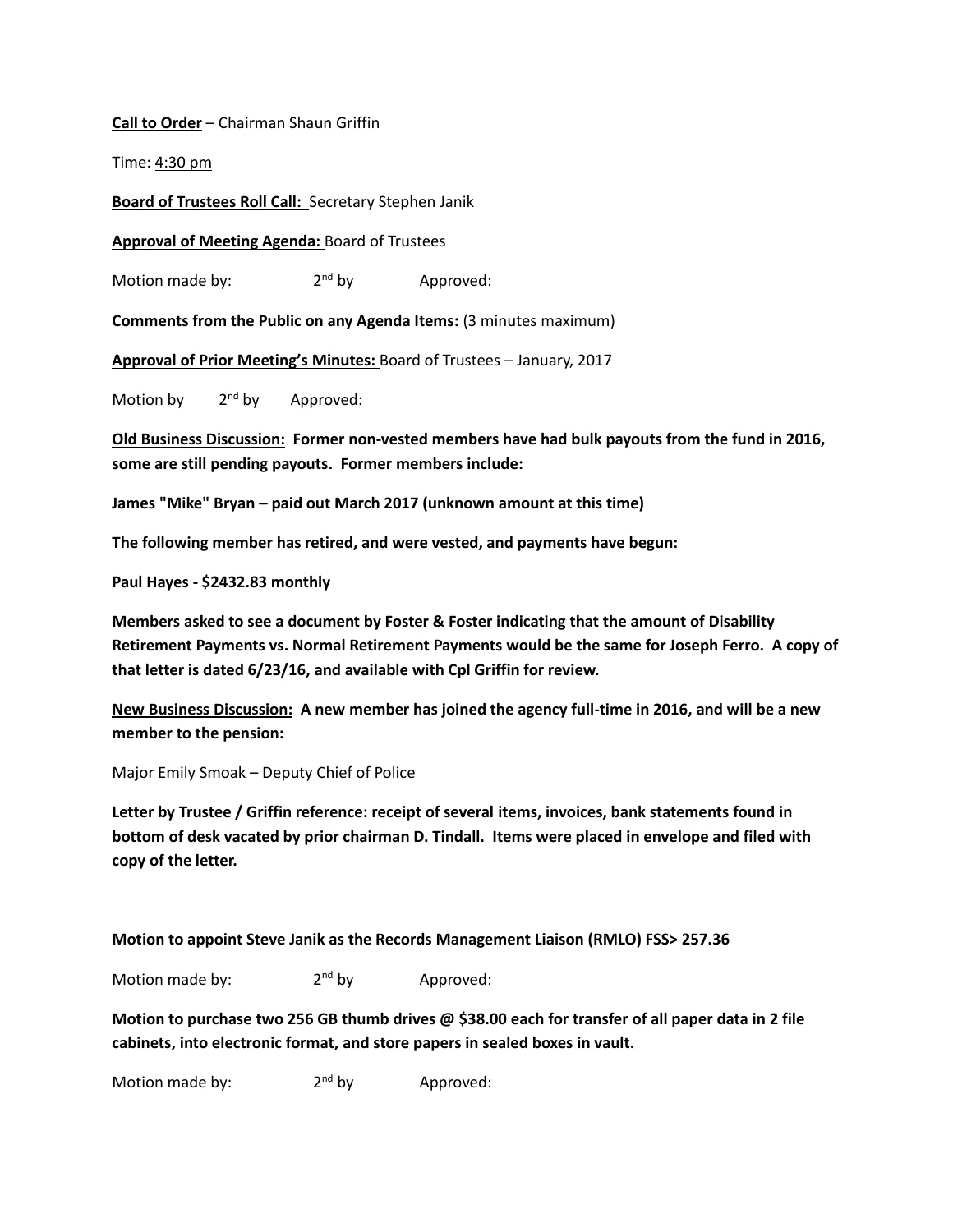**<u>Call to Order</u>** – Chairman Shaun Griffin

Time: <u>4:30 pm</u>

**<u>Board of Trustees Roll Call:</u>** Secretary Stephen Janik

**<u>Approval of Meeting Agenda:</u>** Board of Trustees

Motion made by: 2nd by Approved:

**Comments from the Public on any Agenda Items:** (3 minutes maximum)

**<u>Approval of Prior Meeting's Minutes:</u>** Board of Trustees – January, 2017

Motion by 2nd by Approved:

**<u>Old Business Discussion:</u> Former non-vested members have had bulk payouts from the fund in 2016, some are still pending payouts. Former members include:**

**James "Mike" Bryan – paid out March 2017 (unknown amount at this time)**

**The following member has retired, and were vested, and payments have begun:**

**Paul Hayes - $2432.83 monthly**

**Members asked to see a document by Foster & Foster indicating that the amount of Disability Retirement Payments vs. Normal Retirement Payments would be the same for Joseph Ferro. A copy of that letter is dated 6/23/16, and available with Cpl Griffin for review.**

**<u>New Business Discussion:</u> A new member has joined the agency full-time in 2016, and will be a new member to the pension:**

Major Emily Smoak – Deputy Chief of Police

**Letter by Trustee / Griffin reference: receipt of several items, invoices, bank statements found in bottom of desk vacated by prior chairman D. Tindall. Items were placed in envelope and filed with copy of the letter.**

**Motion to appoint Steve Janik as the Records Management Liaison (RMLO) FSS> 257.36**

Motion made by: 2nd by Approved:

**Motion to purchase two 256 GB thumb drives @ $38.00 each for transfer of all paper data in 2 file cabinets, into electronic format, and store papers in sealed boxes in vault.**

Motion made by: 2nd by Approved: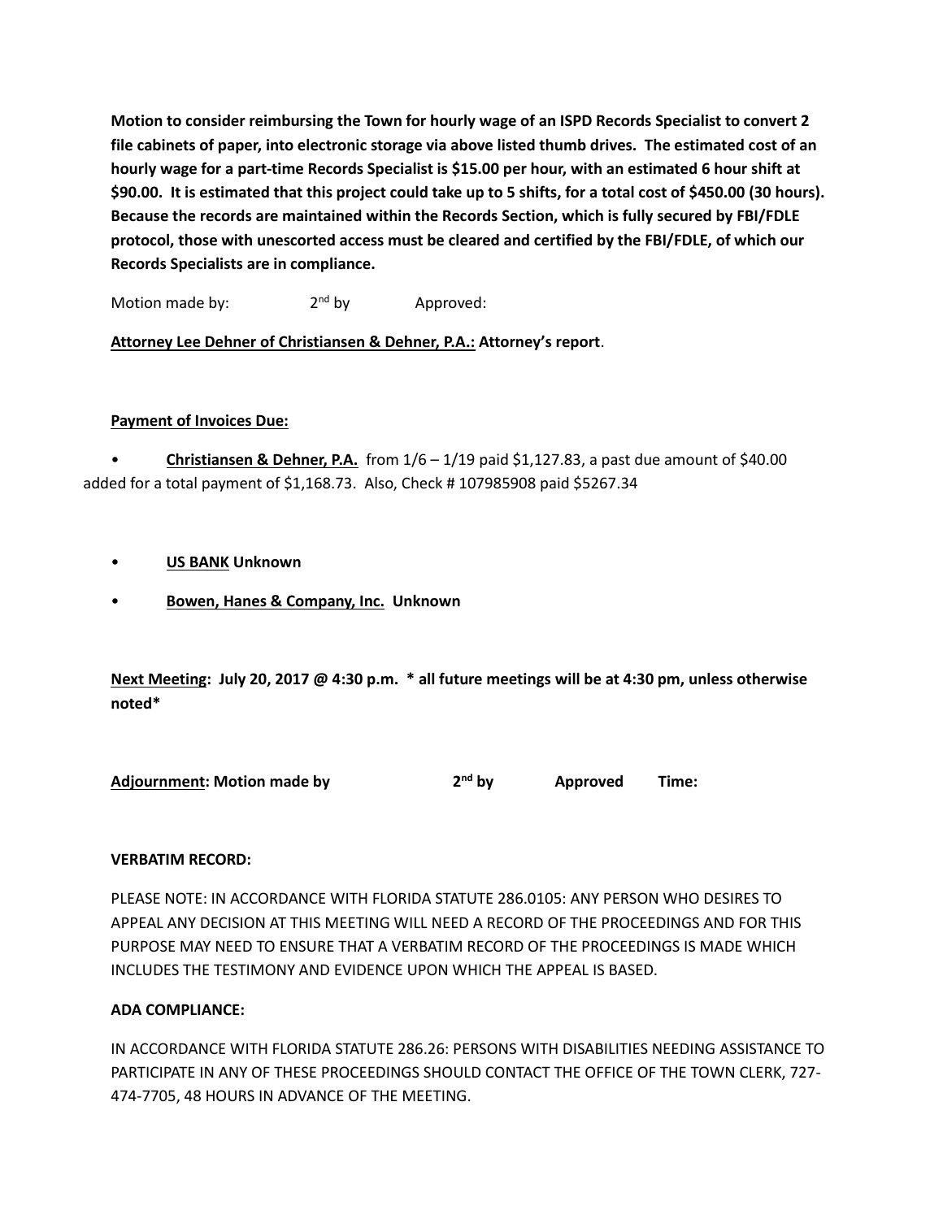**Motion to consider reimbursing the Town for hourly wage of an ISPD Records Specialist to convert 2 file cabinets of paper, into electronic storage via above listed thumb drives. The estimated cost of an hourly wage for a part-time Records Specialist is $15.00 per hour, with an estimated 6 hour shift at $90.00. It is estimated that this project could take up to 5 shifts, for a total cost of $450.00 (30 hours). Because the records are maintained within the Records Section, which is fully secured by FBI/FDLE protocol, those with unescorted access must be cleared and certified by the FBI/FDLE, of which our Records Specialists are in compliance.**

Motion made by: 2nd by Approved:

**Attorney Lee Dehner of Christiansen & Dehner, P.A.: Attorney's report**.

**Payment of Invoices Due:**

- **Christiansen & Dehner, P.A.** from 1/6 – 1/19 paid $1,127.83, a past due amount of $40.00 added for a total payment of $1,168.73. Also, Check # 107985908 paid $5267.34

- **US BANK Unknown**
- **Bowen, Hanes & Company, Inc. Unknown**

**Next Meeting: July 20, 2017 @ 4:30 p.m. * all future meetings will be at 4:30 pm, unless otherwise noted***

**Adjournment: Motion made by 2nd by Approved Time:**

**VERBATIM RECORD:**

PLEASE NOTE: IN ACCORDANCE WITH FLORIDA STATUTE 286.0105: ANY PERSON WHO DESIRES TO APPEAL ANY DECISION AT THIS MEETING WILL NEED A RECORD OF THE PROCEEDINGS AND FOR THIS PURPOSE MAY NEED TO ENSURE THAT A VERBATIM RECORD OF THE PROCEEDINGS IS MADE WHICH INCLUDES THE TESTIMONY AND EVIDENCE UPON WHICH THE APPEAL IS BASED.

**ADA COMPLIANCE:**

IN ACCORDANCE WITH FLORIDA STATUTE 286.26: PERSONS WITH DISABILITIES NEEDING ASSISTANCE TO PARTICIPATE IN ANY OF THESE PROCEEDINGS SHOULD CONTACT THE OFFICE OF THE TOWN CLERK, 727-474-7705, 48 HOURS IN ADVANCE OF THE MEETING.